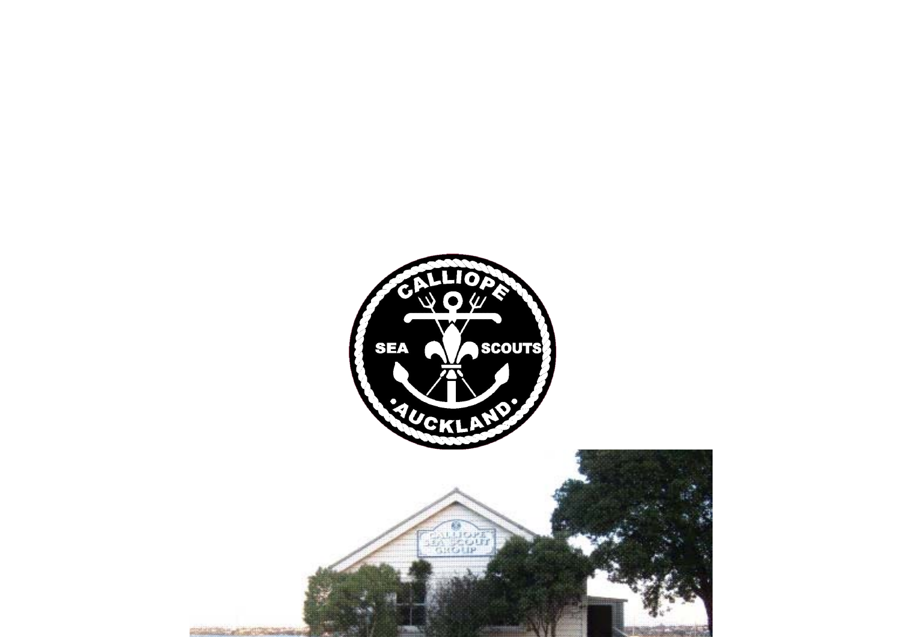CALLIOPE

SEA SCOUTS

•AUCKLAND•

CALLIOPE SEA SCOUT GROUP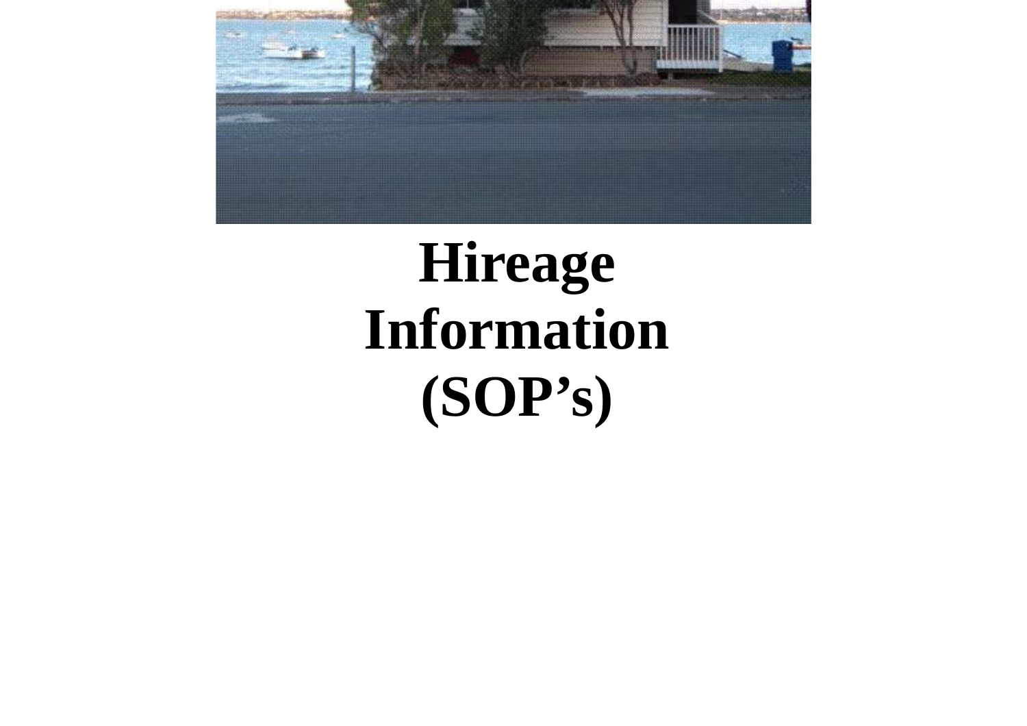# Hireage Information (SOP's)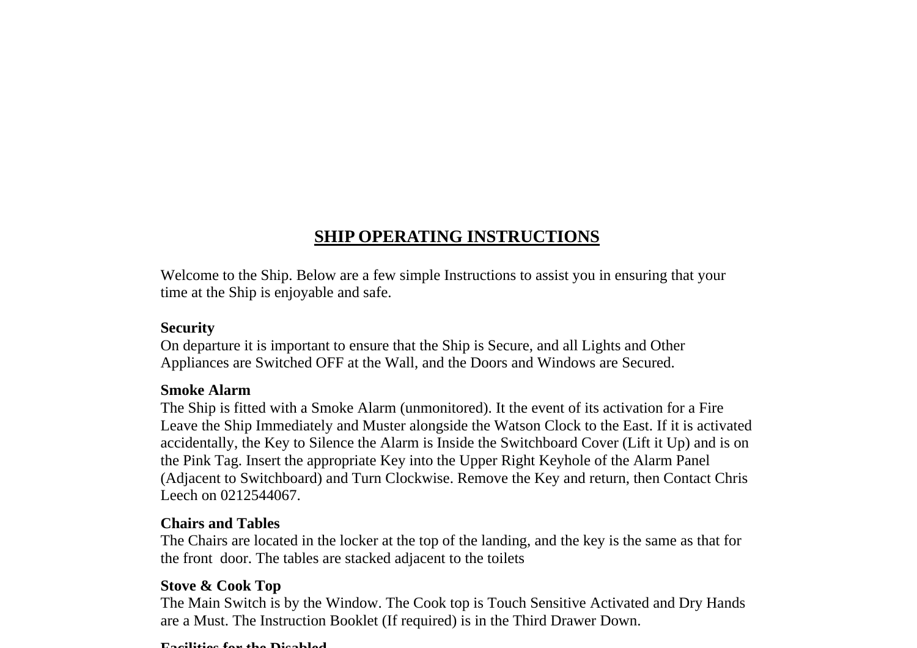# SHIP OPERATING INSTRUCTIONS

Welcome to the Ship. Below are a few simple Instructions to assist you in ensuring that your time at the Ship is enjoyable and safe.

**Security**

On departure it is important to ensure that the Ship is Secure, and all Lights and Other Appliances are Switched OFF at the Wall, and the Doors and Windows are Secured.

**Smoke Alarm**

The Ship is fitted with a Smoke Alarm (unmonitored). It the event of its activation for a Fire Leave the Ship Immediately and Muster alongside the Watson Clock to the East. If it is activated accidentally, the Key to Silence the Alarm is Inside the Switchboard Cover (Lift it Up) and is on the Pink Tag. Insert the appropriate Key into the Upper Right Keyhole of the Alarm Panel (Adjacent to Switchboard) and Turn Clockwise. Remove the Key and return, then Contact Chris Leech on 0212544067.

**Chairs and Tables**

The Chairs are located in the locker at the top of the landing, and the key is the same as that for the front door. The tables are stacked adjacent to the toilets

**Stove & Cook Top**

The Main Switch is by the Window. The Cook top is Touch Sensitive Activated and Dry Hands are a Must. The Instruction Booklet (If required) is in the Third Drawer Down.

**Facilities for the Disabled**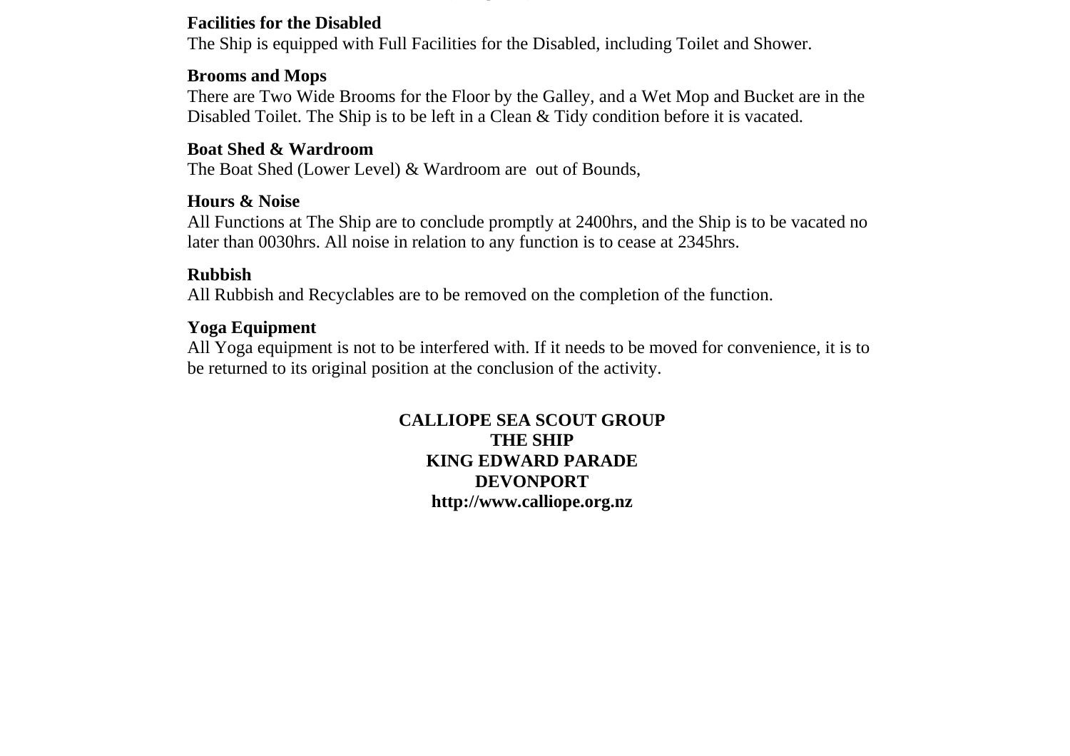**Facilities for the Disabled**
The Ship is equipped with Full Facilities for the Disabled, including Toilet and Shower.

**Brooms and Mops**
There are Two Wide Brooms for the Floor by the Galley, and a Wet Mop and Bucket are in the Disabled Toilet. The Ship is to be left in a Clean & Tidy condition before it is vacated.

**Boat Shed & Wardroom**
The Boat Shed (Lower Level) & Wardroom are out of Bounds,

**Hours & Noise**
All Functions at The Ship are to conclude promptly at 2400hrs, and the Ship is to be vacated no later than 0030hrs. All noise in relation to any function is to cease at 2345hrs.

**Rubbish**
All Rubbish and Recyclables are to be removed on the completion of the function.

**Yoga Equipment**
All Yoga equipment is not to be interfered with. If it needs to be moved for convenience, it is to be returned to its original position at the conclusion of the activity.

**CALLIOPE SEA SCOUT GROUP**
**THE SHIP**
**KING EDWARD PARADE**
**DEVONPORT**
**http://www.calliope.org.nz**